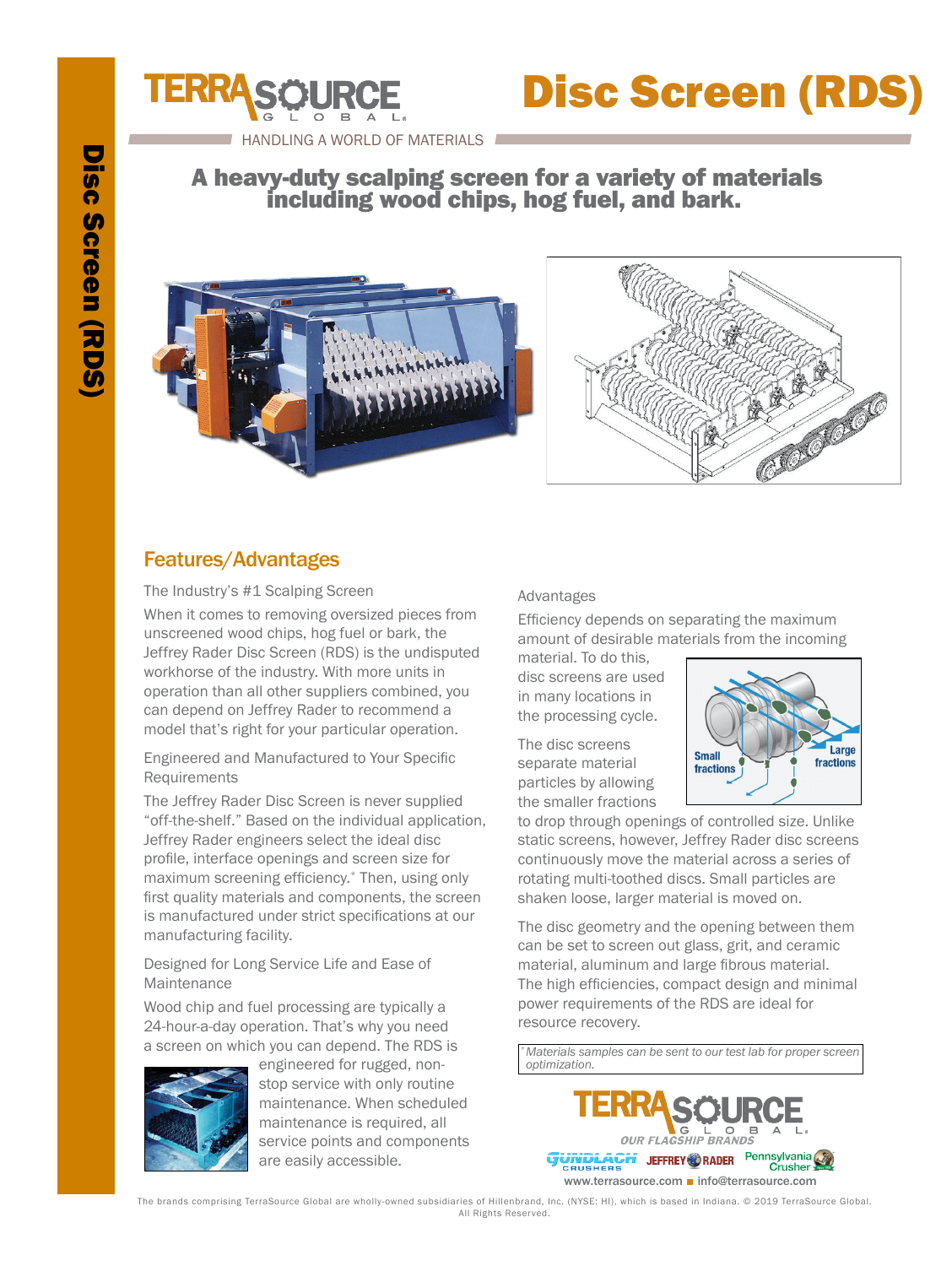# Disc Screen (RDS)

HANDLING A WORLD OF MATERIALS

## A heavy-duty scalping screen for a variety of materials including wood chips, hog fuel, and bark.

## Features/Advantages

The Industry's #1 Scalping Screen

When it comes to removing oversized pieces from unscreened wood chips, hog fuel or bark, the Jeffrey Rader Disc Screen (RDS) is the undisputed workhorse of the industry. With more units in operation than all other suppliers combined, you can depend on Jeffrey Rader to recommend a model that's right for your particular operation.

Engineered and Manufactured to Your Specific Requirements

The Jeffrey Rader Disc Screen is never supplied "off-the-shelf." Based on the individual application, Jeffrey Rader engineers select the ideal disc profile, interface openings and screen size for maximum screening efficiency.* Then, using only first quality materials and components, the screen is manufactured under strict specifications at our manufacturing facility.

Designed for Long Service Life and Ease of Maintenance

Wood chip and fuel processing are typically a 24-hour-a-day operation. That's why you need a screen on which you can depend. The RDS is engineered for rugged, non-stop service with only routine maintenance. When scheduled maintenance is required, all service points and components are easily accessible.

Advantages

Efficiency depends on separating the maximum amount of desirable materials from the incoming material. To do this, disc screens are used in many locations in the processing cycle.

Small fractions

Large fractions

The disc screens separate material particles by allowing the smaller fractions to drop through openings of controlled size. Unlike static screens, however, Jeffrey Rader disc screens continuously move the material across a series of rotating multi-toothed discs. Small particles are shaken loose, larger material is moved on.

The disc geometry and the opening between them can be set to screen out glass, grit, and ceramic material, aluminum and large fibrous material. The high efficiencies, compact design and minimal power requirements of the RDS are ideal for resource recovery.

*Materials samples can be sent to our test lab for proper screen optimization.

TERRASOURCE GLOBAL — OUR FLAGSHIP BRANDS: Gundlach Crushers, Jeffrey Rader, Pennsylvania Crusher

www.terrasource.com ■ info@terrasource.com

The brands comprising TerraSource Global are wholly-owned subsidiaries of Hillenbrand, Inc. (NYSE: HI), which is based in Indiana. © 2019 TerraSource Global. All Rights Reserved.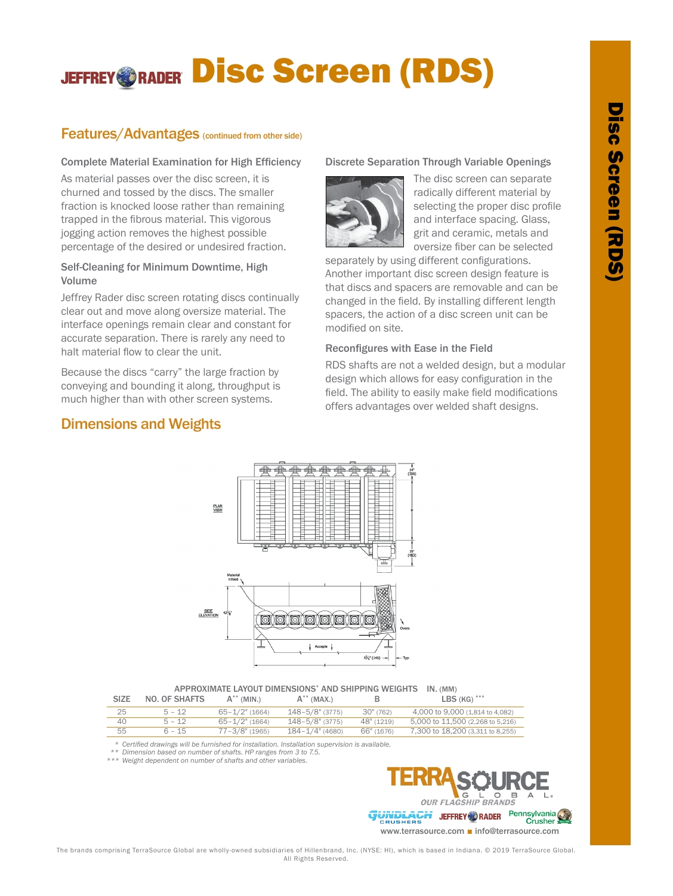# JEFFREY RADER Disc Screen (RDS)

## Features/Advantages (continued from other side)

### Complete Material Examination for High Efficiency

As material passes over the disc screen, it is churned and tossed by the discs. The smaller fraction is knocked loose rather than remaining trapped in the fibrous material. This vigorous jogging action removes the highest possible percentage of the desired or undesired fraction.

### Self-Cleaning for Minimum Downtime, High Volume

Jeffrey Rader disc screen rotating discs continually clear out and move along oversize material. The interface openings remain clear and constant for accurate separation. There is rarely any need to halt material flow to clear the unit.

Because the discs "carry" the large fraction by conveying and bounding it along, throughput is much higher than with other screen systems.

### Discrete Separation Through Variable Openings

The disc screen can separate radically different material by selecting the proper disc profile and interface spacing. Glass, grit and ceramic, metals and oversize fiber can be selected separately by using different configurations. Another important disc screen design feature is that discs and spacers are removable and can be changed in the field. By installing different length spacers, the action of a disc screen unit can be modified on site.

### Reconfigures with Ease in the Field

RDS shafts are not a welded design, but a modular design which allows for easy configuration in the field. The ability to easily make field modifications offers advantages over welded shaft designs.

## Dimensions and Weights

PLAN VIEW

14" (356)

B

19" (483)

Material Infeed

SIDE ELEVATION

42⅞"

Overs

Accepts

5¾" (146)

Typ.

A

APPROXIMATE LAYOUT DIMENSIONS* AND SHIPPING WEIGHTS IN. (MM)

| SIZE | NO. OF SHAFTS | A** (MIN.) | A** (MAX.) | B | LBS (KG) *** |
|---|---|---|---|---|---|
| 25 | 5 - 12 | 65-1/2" (1664) | 148-5/8" (3775) | 30" (762) | 4,000 to 9,000 (1,814 to 4,082) |
| 40 | 5 - 12 | 65-1/2" (1664) | 148-5/8" (3775) | 48" (1219) | 5,000 to 11,500 (2,268 to 5,216) |
| 55 | 6 - 15 | 77-3/8" (1965) | 184-1/4" (4680) | 66" (1676) | 7,300 to 18,200 (3,311 to 8,255) |

*&nbsp;&nbsp;Certified drawings will be furnished for installation. Installation supervision is available.
** Dimension based on number of shafts. HP ranges from 3 to 7.5.
*** Weight dependent on number of shafts and other variables.

TERRASOURCE GLOBAL

OUR FLAGSHIP BRANDS

GUNDLACH CRUSHERS · JEFFREY RADER · Pennsylvania Crusher

www.terrasource.com ■ info@terrasource.com

The brands comprising TerraSource Global are wholly-owned subsidiaries of Hillenbrand, Inc. (NYSE: HI), which is based in Indiana. © 2019 TerraSource Global. All Rights Reserved.